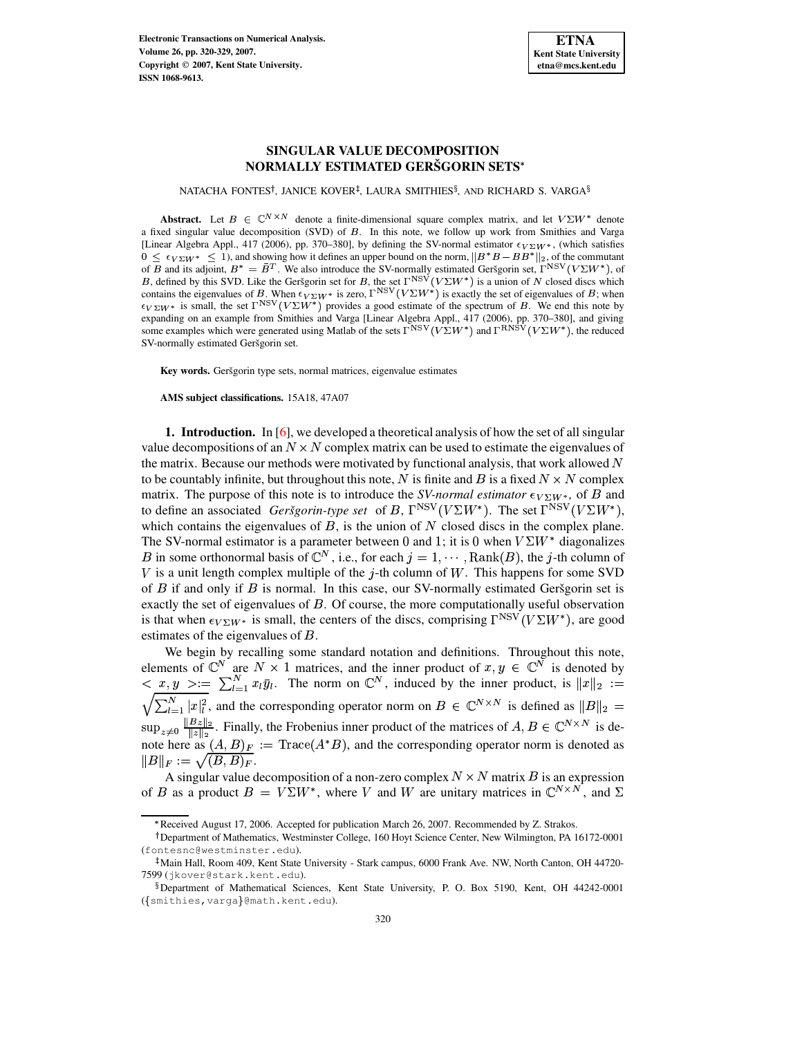# SINGULAR VALUE DECOMPOSITION NORMALLY ESTIMATED GERŠGORIN SETS*

NATACHA FONTES†, JANICE KOVER‡, LAURA SMITHIES§, AND RICHARD S. VARGA§

**Abstract.** Let $B \in \mathbb{C}^{N \times N}$ denote a finite-dimensional square complex matrix, and let $V\Sigma W^*$ denote a fixed singular value decomposition (SVD) of $B$. In this note, we follow up work from Smithies and Varga [Linear Algebra Appl., 417 (2006), pp. 370–380], by defining the SV-normal estimator $\epsilon_{V\Sigma W^*}$, (which satisfies $0 \leq \epsilon_{V\Sigma W^*} \leq 1$), and showing how it defines an upper bound on the norm, $\|B^*B - BB^*\|_2$, of the commutant of $B$ and its adjoint, $B^* = \bar{B}^T$. We also introduce the SV-normally estimated Geršgorin set, $\Gamma^{\text{NSV}}(V\Sigma W^*)$, of $B$, defined by this SVD. Like the Geršgorin set for $B$, the set $\Gamma^{\text{NSV}}(V\Sigma W^*)$ is a union of $N$ closed discs which contains the eigenvalues of $B$. When $\epsilon_{V\Sigma W^*}$ is zero, $\Gamma^{\text{NSV}}(V\Sigma W^*)$ is exactly the set of eigenvalues of $B$; when $\epsilon_{V\Sigma W^*}$ is small, the set $\Gamma^{\text{NSV}}(V\Sigma W^*)$ provides a good estimate of the spectrum of $B$. We end this note by expanding on an example from Smithies and Varga [Linear Algebra Appl., 417 (2006), pp. 370–380], and giving some examples which were generated using Matlab of the sets $\Gamma^{\text{NSV}}(V\Sigma W^*)$ and $\Gamma^{\text{RNSV}}(V\Sigma W^*)$, the reduced SV-normally estimated Geršgorin set.

**Key words.** Geršgorin type sets, normal matrices, eigenvalue estimates

**AMS subject classifications.** 15A18, 47A07

**1. Introduction.** In [6], we developed a theoretical analysis of how the set of all singular value decompositions of an $N \times N$ complex matrix can be used to estimate the eigenvalues of the matrix. Because our methods were motivated by functional analysis, that work allowed $N$ to be countably infinite, but throughout this note, $N$ is finite and $B$ is a fixed $N \times N$ complex matrix. The purpose of this note is to introduce the *SV-normal estimator* $\epsilon_{V\Sigma W^*}$, of $B$ and to define an associated *Geršgorin-type set* of $B$, $\Gamma^{\text{NSV}}(V\Sigma W^*)$. The set $\Gamma^{\text{NSV}}(V\Sigma W^*)$, which contains the eigenvalues of $B$, is the union of $N$ closed discs in the complex plane. The SV-normal estimator is a parameter between 0 and 1; it is 0 when $V\Sigma W^*$ diagonalizes $B$ in some orthonormal basis of $\mathbb{C}^N$, i.e., for each $j = 1, \cdots, \text{Rank}(B)$, the $j$-th column of $V$ is a unit length complex multiple of the $j$-th column of $W$. This happens for some SVD of $B$ if and only if $B$ is normal. In this case, our SV-normally estimated Geršgorin set is exactly the set of eigenvalues of $B$. Of course, the more computationally useful observation is that when $\epsilon_{V\Sigma W^*}$ is small, the centers of the discs, comprising $\Gamma^{\text{NSV}}(V\Sigma W^*)$, are good estimates of the eigenvalues of $B$.

We begin by recalling some standard notation and definitions. Throughout this note, elements of $\mathbb{C}^N$ are $N \times 1$ matrices, and the inner product of $x, y \in \mathbb{C}^N$ is denoted by $< x, y > := \sum_{l=1}^N x_l \bar{y}_l$. The norm on $\mathbb{C}^N$, induced by the inner product, is $\|x\|_2 := \sqrt{\sum_{l=1}^N |x|_l^2}$, and the corresponding operator norm on $B \in \mathbb{C}^{N \times N}$ is defined as $\|B\|_2 = \sup_{z \neq 0} \frac{\|Bz\|_2}{\|z\|_2}$. Finally, the Frobenius inner product of the matrices of $A, B \in \mathbb{C}^{N \times N}$ is denote here as $(A, B)_F := \text{Trace}(A^*B)$, and the corresponding operator norm is denoted as $\|B\|_F := \sqrt{(B, B)_F}$.

A singular value decomposition of a non-zero complex $N \times N$ matrix $B$ is an expression of $B$ as a product $B = V\Sigma W^*$, where $V$ and $W$ are unitary matrices in $\mathbb{C}^{N \times N}$, and $\Sigma$

---

*Received August 17, 2006. Accepted for publication March 26, 2007. Recommended by Z. Strakos.

†Department of Mathematics, Westminster College, 160 Hoyt Science Center, New Wilmington, PA 16172-0001 (fontesnc@westminster.edu).

‡Main Hall, Room 409, Kent State University - Stark campus, 6000 Frank Ave. NW, North Canton, OH 44720-7599 (jkover@stark.kent.edu).

§Department of Mathematical Sciences, Kent State University, P. O. Box 5190, Kent, OH 44242-0001 ({smithies, varga}@math.kent.edu).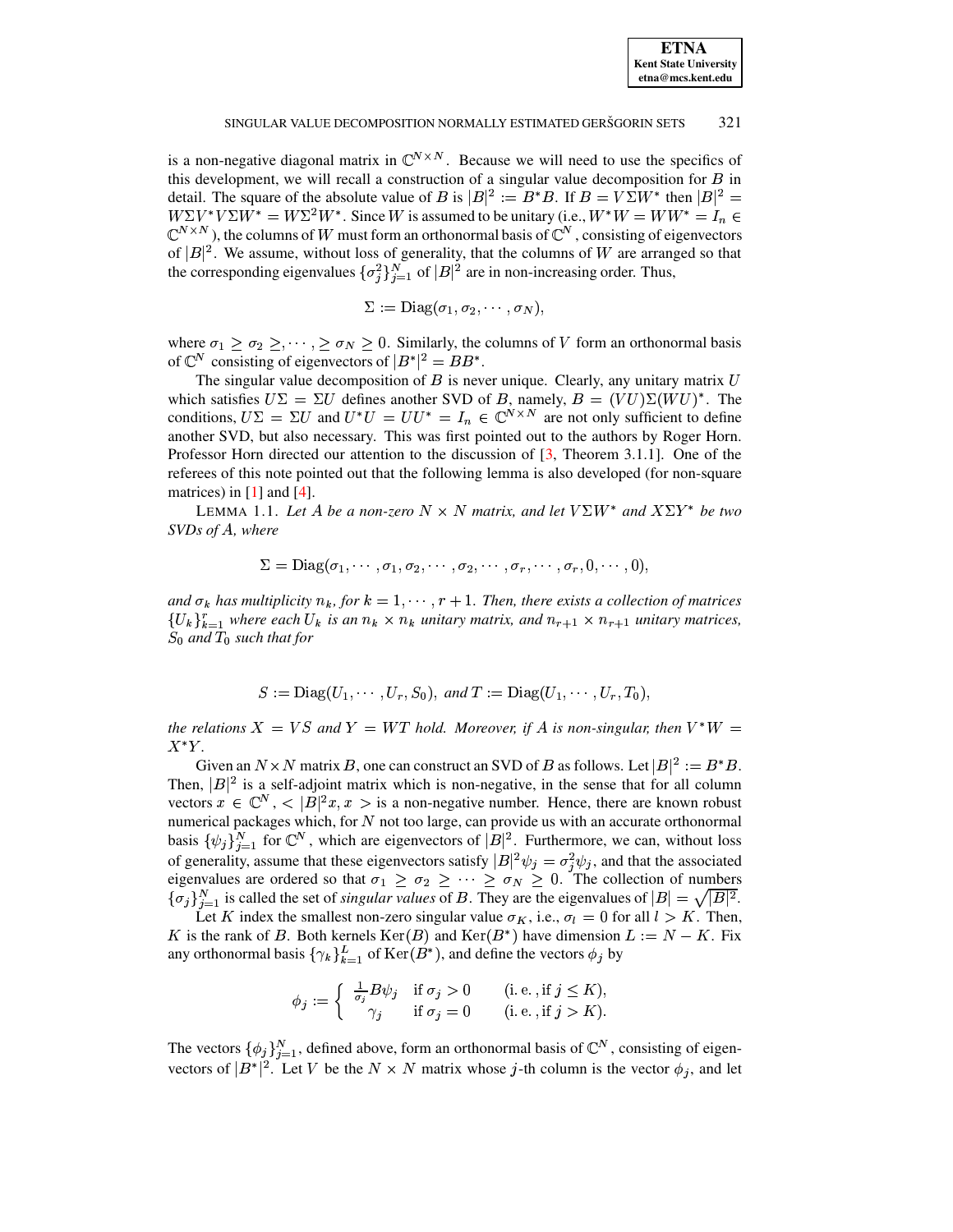is a non-negative diagonal matrix in $\mathbb{C}^{N\times N}$. Because we will need to use the specifics of this development, we will recall a construction of a singular value decomposition for $B$ in detail. The square of the absolute value of $B$ is $|B|^2 := B^*B$. If $B = V\Sigma W^*$ then $|B|^2 = W\Sigma V^* V\Sigma W^* = W\Sigma^2 W^*$. Since $W$ is assumed to be unitary (i.e., $W^*W = WW^* = I_n \in \mathbb{C}^{N\times N}$), the columns of $W$ must form an orthonormal basis of $\mathbb{C}^N$, consisting of eigenvectors of $|B|^2$. We assume, without loss of generality, that the columns of $W$ are arranged so that the corresponding eigenvalues $\{\sigma_j^2\}_{j=1}^N$ of $|B|^2$ are in non-increasing order. Thus,

$$\Sigma := \mathrm{Diag}(\sigma_1, \sigma_2, \cdots, \sigma_N),$$

where $\sigma_1 \geq \sigma_2 \geq, \cdots, \geq \sigma_N \geq 0$. Similarly, the columns of $V$ form an orthonormal basis of $\mathbb{C}^N$ consisting of eigenvectors of $|B^*|^2 = BB^*$.

The singular value decomposition of $B$ is never unique. Clearly, any unitary matrix $U$ which satisfies $U\Sigma = \Sigma U$ defines another SVD of $B$, namely, $B = (VU)\Sigma(WU)^*$. The conditions, $U\Sigma = \Sigma U$ and $U^*U = UU^* = I_n \in \mathbb{C}^{N\times N}$ are not only sufficient to define another SVD, but also necessary. This was first pointed out to the authors by Roger Horn. Professor Horn directed our attention to the discussion of [3, Theorem 3.1.1]. One of the referees of this note pointed out that the following lemma is also developed (for non-square matrices) in [1] and [4].

LEMMA 1.1. *Let $A$ be a non-zero $N \times N$ matrix, and let $V\Sigma W^*$ and $X\Sigma Y^*$ be two SVDs of $A$, where*

$$\Sigma = \mathrm{Diag}(\sigma_1, \cdots, \sigma_1, \sigma_2, \cdots, \sigma_2, \cdots, \sigma_r, \cdots, \sigma_r, 0, \cdots, 0),$$

*and $\sigma_k$ has multiplicity $n_k$, for $k = 1, \cdots, r+1$. Then, there exists a collection of matrices $\{U_k\}_{k=1}^r$ where each $U_k$ is an $n_k \times n_k$ unitary matrix, and $n_{r+1} \times n_{r+1}$ unitary matrices, $S_0$ and $T_0$ such that for*

$$S := \mathrm{Diag}(U_1, \cdots, U_r, S_0), \text{ and } T := \mathrm{Diag}(U_1, \cdots, U_r, T_0),$$

*the relations $X = VS$ and $Y = WT$ hold. Moreover, if $A$ is non-singular, then $V^*W = X^*Y$.*

Given an $N\times N$ matrix $B$, one can construct an SVD of $B$ as follows. Let $|B|^2 := B^*B$. Then, $|B|^2$ is a self-adjoint matrix which is non-negative, in the sense that for all column vectors $x \in \mathbb{C}^N$, $< |B|^2 x, x >$ is a non-negative number. Hence, there are known robust numerical packages which, for $N$ not too large, can provide us with an accurate orthonormal basis $\{\psi_j\}_{j=1}^N$ for $\mathbb{C}^N$, which are eigenvectors of $|B|^2$. Furthermore, we can, without loss of generality, assume that these eigenvectors satisfy $|B|^2\psi_j = \sigma_j^2\psi_j$, and that the associated eigenvalues are ordered so that $\sigma_1 \geq \sigma_2 \geq \cdots \geq \sigma_N \geq 0$. The collection of numbers $\{\sigma_j\}_{j=1}^N$ is called the set of *singular values* of $B$. They are the eigenvalues of $|B| = \sqrt{|B|^2}$.

Let $K$ index the smallest non-zero singular value $\sigma_K$, i.e., $\sigma_l = 0$ for all $l > K$. Then, $K$ is the rank of $B$. Both kernels $\mathrm{Ker}(B)$ and $\mathrm{Ker}(B^*)$ have dimension $L := N - K$. Fix any orthonormal basis $\{\gamma_k\}_{k=1}^L$ of $\mathrm{Ker}(B^*)$, and define the vectors $\phi_j$ by

$$\phi_j := \begin{cases} \frac{1}{\sigma_j} B\psi_j & \text{if } \sigma_j > 0 \qquad (\text{i. e. , if } j \leq K), \\ \gamma_j & \text{if } \sigma_j = 0 \qquad (\text{i. e. , if } j > K). \end{cases}$$

The vectors $\{\phi_j\}_{j=1}^N$, defined above, form an orthonormal basis of $\mathbb{C}^N$, consisting of eigenvectors of $|B^*|^2$. Let $V$ be the $N \times N$ matrix whose $j$-th column is the vector $\phi_j$, and let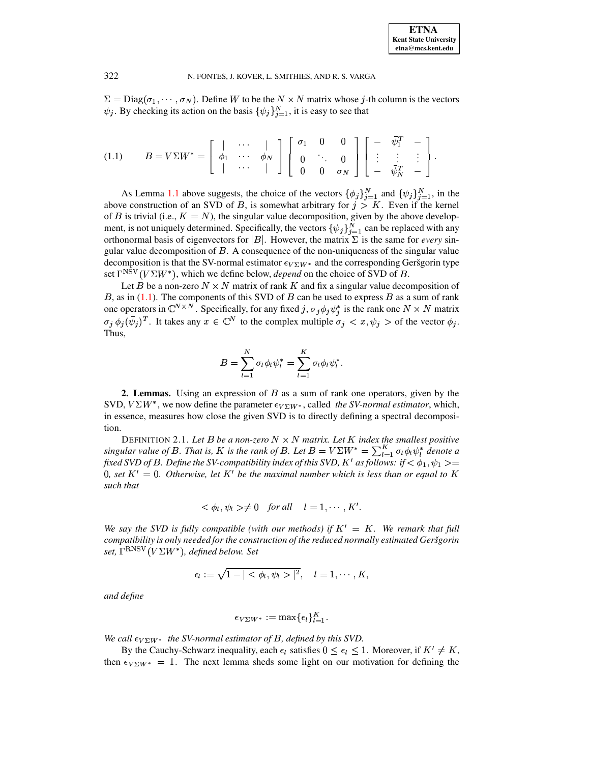$\Sigma = \text{Diag}(\sigma_1, \cdots, \sigma_N)$. Define $W$ to be the $N \times N$ matrix whose $j$-th column is the vectors $\psi_j$. By checking its action on the basis $\{\psi_j\}_{j=1}^N$, it is easy to see that

$$
B = V\Sigma W^* = \begin{bmatrix} | & \cdots & | \\ \phi_1 & \cdots & \phi_N \\ | & \cdots & | \end{bmatrix} \begin{bmatrix} \sigma_1 & 0 & 0 \\ 0 & \ddots & 0 \\ 0 & 0 & \sigma_N \end{bmatrix} \begin{bmatrix} - & \bar{\psi}_1^T & - \\ \vdots & \vdots & \vdots \\ - & \bar{\psi}_N^T & - \end{bmatrix}. \tag{1.1}
$$

As Lemma 1.1 above suggests, the choice of the vectors $\{\phi_j\}_{j=1}^N$ and $\{\psi_j\}_{j=1}^N$, in the above construction of an SVD of $B$, is somewhat arbitrary for $j > K$. Even if the kernel of $B$ is trivial (i.e., $K = N$), the singular value decomposition, given by the above development, is not uniquely determined. Specifically, the vectors $\{\psi_j\}_{j=1}^N$ can be replaced with any orthonormal basis of eigenvectors for $|B|$. However, the matrix $\Sigma$ is the same for *every* singular value decomposition of $B$. A consequence of the non-uniqueness of the singular value decomposition is that the SV-normal estimator $\epsilon_{V\Sigma W^*}$ and the corresponding Geršgorin type set $\Gamma^{\text{NSV}}(V\Sigma W^*)$, which we define below, *depend* on the choice of SVD of $B$.

Let $B$ be a non-zero $N \times N$ matrix of rank $K$ and fix a singular value decomposition of $B$, as in (1.1). The components of this SVD of $B$ can be used to express $B$ as a sum of rank one operators in $\mathbb{C}^{N \times N}$. Specifically, for any fixed $j$, $\sigma_j \phi_j \psi_j^*$ is the rank one $N \times N$ matrix $\sigma_j\, \phi_j (\bar{\psi}_j)^T$. It takes any $x \in \mathbb{C}^N$ to the complex multiple $\sigma_j < x, \psi_j >$ of the vector $\phi_j$. Thus,

$$
B = \sum_{l=1}^{N} \sigma_l \phi_l \psi_l^* = \sum_{l=1}^{K} \sigma_l \phi_l \psi_l^*.
$$

**2. Lemmas.** Using an expression of $B$ as a sum of rank one operators, given by the SVD, $V\Sigma W^*$, we now define the parameter $\epsilon_{V\Sigma W^*}$, called *the SV-normal estimator*, which, in essence, measures how close the given SVD is to directly defining a spectral decomposition.

DEFINITION 2.1. *Let $B$ be a non-zero $N \times N$ matrix. Let $K$ index the smallest positive singular value of $B$. That is, $K$ is the rank of $B$. Let $B = V\Sigma W^* = \sum_{l=1}^{K} \sigma_l \phi_l \psi_l^*$ denote a fixed SVD of $B$. Define the SV-compatibility index of this SVD, $K'$ as follows: if $< \phi_1, \psi_1 >= 0$, set $K' = 0$. Otherwise, let $K'$ be the maximal number which is less than or equal to $K$ such that*

$$
< \phi_l, \psi_l > \neq 0 \quad \textit{for all} \quad l = 1, \cdots, K'.
$$

*We say the SVD is fully compatible (with our methods) if $K' = K$. We remark that full compatibility is only needed for the construction of the reduced normally estimated Geršgorin set, $\Gamma^{\text{RNSV}}(V\Sigma W^*)$, defined below. Set*

$$
\epsilon_l := \sqrt{1 - |< \phi_l, \psi_l >|^2}, \quad l = 1, \cdots, K,
$$

*and define*

$$
\epsilon_{V\Sigma W^*} := \max\{\epsilon_l\}_{l=1}^{K}.
$$

*We call $\epsilon_{V\Sigma W^*}$ the SV-normal estimator of $B$, defined by this SVD.*

By the Cauchy-Schwarz inequality, each $\epsilon_l$ satisfies $0 \leq \epsilon_l \leq 1$. Moreover, if $K' \neq K$, then $\epsilon_{V\Sigma W^*} = 1$. The next lemma sheds some light on our motivation for defining the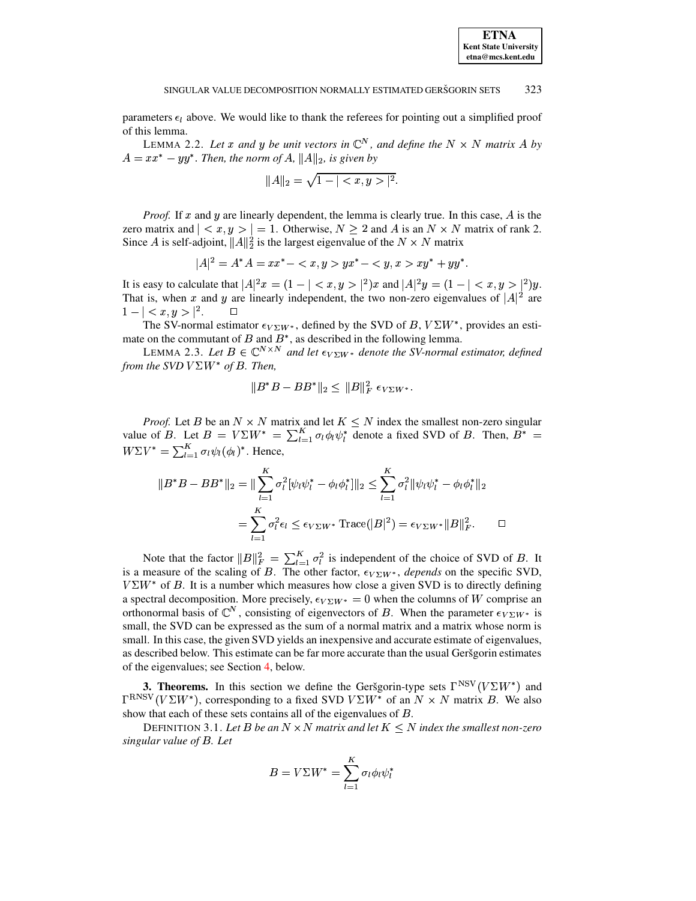parameters $\epsilon_l$ above. We would like to thank the referees for pointing out a simplified proof of this lemma.

LEMMA 2.2. *Let $x$ and $y$ be unit vectors in $\mathbb{C}^N$, and define the $N \times N$ matrix $A$ by $A = xx^* - yy^*$. Then, the norm of $A$, $\|A\|_2$, is given by*

$$\|A\|_2 = \sqrt{1 - |<x,y>|^2}.$$

*Proof.* If $x$ and $y$ are linearly dependent, the lemma is clearly true. In this case, $A$ is the zero matrix and $|<x,y>| = 1$. Otherwise, $N \geq 2$ and $A$ is an $N \times N$ matrix of rank 2. Since $A$ is self-adjoint, $\|A\|_2^2$ is the largest eigenvalue of the $N \times N$ matrix

$$|A|^2 = A^*A = xx^* - <x,y> yx^* - <y,x> xy^* + yy^*.$$

It is easy to calculate that $|A|^2 x = (1 - |<x,y>|^2)x$ and $|A|^2 y = (1 - |<x,y>|^2)y$. That is, when $x$ and $y$ are linearly independent, the two non-zero eigenvalues of $|A|^2$ are $1 - |<x,y>|^2$. $\square$

The SV-normal estimator $\epsilon_{V\Sigma W^*}$, defined by the SVD of $B$, $V\Sigma W^*$, provides an estimate on the commutant of $B$ and $B^*$, as described in the following lemma.

LEMMA 2.3. *$B \in \mathbb{C}^{N\times N}$ and let $\epsilon_{V\Sigma W^*}$ denote the SV-normal estimator, defined from the SVD $V\Sigma W^*$ of $B$. Then,*

$$\|B^*B - BB^*\|_2 \leq \|B\|_F^2 \; \epsilon_{V\Sigma W^*}.$$

*Proof.* Let $B$ be an $N \times N$ matrix and let $K \leq N$ index the smallest non-zero singular value of $B$. Let $B = V\Sigma W^* = \sum_{l=1}^{K} \sigma_l \phi_l \psi_l^*$ denote a fixed SVD of $B$. Then, $B^* = W\Sigma V^* = \sum_{l=1}^{K} \sigma_l \psi_l (\phi_l)^*$. Hence,

$$\begin{aligned}
\|B^*B - BB^*\|_2 &= \|\sum_{l=1}^{K} \sigma_l^2 [\psi_l\psi_l^* - \phi_l\phi_l^*]\|_2 \leq \sum_{l=1}^{K} \sigma_l^2 \|\psi_l\psi_l^* - \phi_l\phi_l^*\|_2 \\
&= \sum_{l=1}^{K} \sigma_l^2 \epsilon_l \leq \epsilon_{V\Sigma W^*} \, \mathrm{Trace}(|B|^2) = \epsilon_{V\Sigma W^*} \|B\|_F^2. \qquad \square
\end{aligned}$$

Note that the factor $\|B\|_F^2 = \sum_{l=1}^{K} \sigma_l^2$ is independent of the choice of SVD of $B$. It is a measure of the scaling of $B$. The other factor, $\epsilon_{V\Sigma W^*}$, *depends* on the specific SVD, $V\Sigma W^*$ of $B$. It is a number which measures how close a given SVD is to directly defining a spectral decomposition. More precisely, $\epsilon_{V\Sigma W^*} = 0$ when the columns of $W$ comprise an orthonormal basis of $\mathbb{C}^N$, consisting of eigenvectors of $B$. When the parameter $\epsilon_{V\Sigma W^*}$ is small, the SVD can be expressed as the sum of a normal matrix and a matrix whose norm is small. In this case, the given SVD yields an inexpensive and accurate estimate of eigenvalues, as described below. This estimate can be far more accurate than the usual Geršgorin estimates of the eigenvalues; see Section 4, below.

## 3. Theorems.

In this section we define the Geršgorin-type sets $\Gamma^{\mathrm{NSV}}(V\Sigma W^*)$ and $\Gamma^{\mathrm{RNSV}}(V\Sigma W^*)$, corresponding to a fixed SVD $V\Sigma W^*$ of an $N \times N$ matrix $B$. We also show that each of these sets contains all of the eigenvalues of $B$.

DEFINITION 3.1. *Let $B$ be an $N \times N$ matrix and let $K \leq N$ index the smallest non-zero singular value of $B$. Let*

$$B = V\Sigma W^* = \sum_{l=1}^{K} \sigma_l \phi_l \psi_l^*$$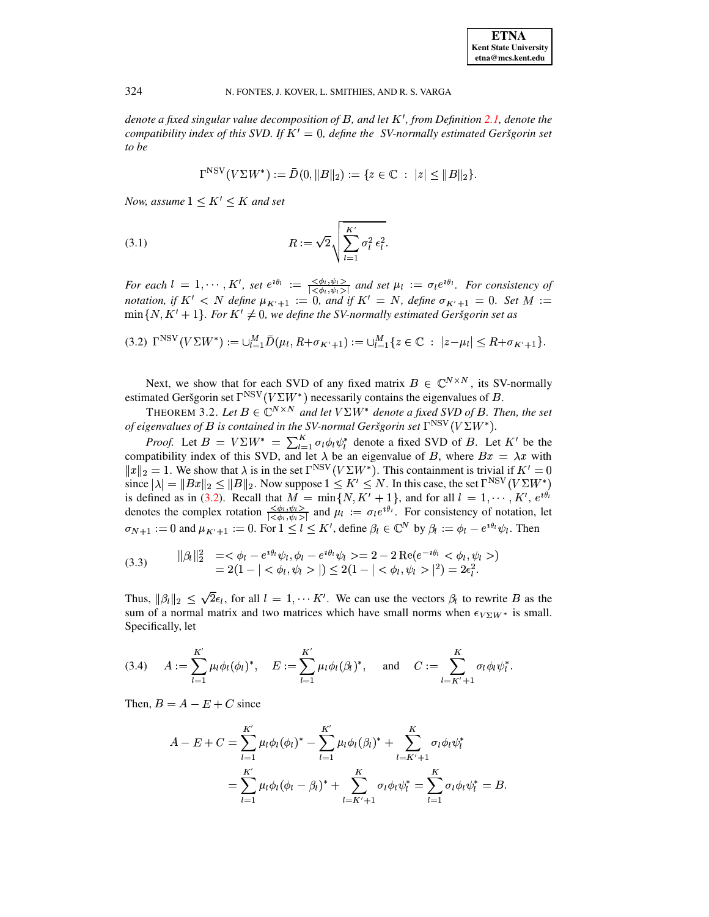*denote a fixed singular value decomposition of $B$, and let $K'$, from Definition 2.1, denote the compatibility index of this SVD. If $K' = 0$, define the SV-normally estimated Geršgorin set to be*

$$\Gamma^{\rm NSV}(V\Sigma W^*) := \bar{D}(0, \|B\|_2) := \{z \in \mathbb{C} \ : \ |z| \le \|B\|_2\}.$$

*Now, assume $1 \le K' \le K$ and set*

$$R := \sqrt{2}\sqrt{\sum_{l=1}^{K'} \sigma_l^2 \, \epsilon_l^2}. \tag{3.1}$$

*For each $l = 1, \cdots, K'$, set $e^{\imath\theta_l} := \frac{<\phi_l, \psi_l>}{|<\phi_l, \psi_l>|}$ and set $\mu_l := \sigma_l e^{\imath\theta_l}$. For consistency of notation, if $K' < N$ define $\mu_{K'+1} := 0$, and if $K' = N$, define $\sigma_{K'+1} = 0$. Set $M := \min\{N, K'+1\}$. For $K' \neq 0$, we define the SV-normally estimated Geršgorin set as*

$$\Gamma^{\rm NSV}(V\Sigma W^*) := \cup_{l=1}^{M} \bar{D}(\mu_l, R+\sigma_{K'+1}) := \cup_{l=1}^{M}\{z \in \mathbb{C} \ : \ |z-\mu_l| \le R+\sigma_{K'+1}\}. \tag{3.2}$$

Next, we show that for each SVD of any fixed matrix $B \in \mathbb{C}^{N\times N}$, its SV-normally estimated Geršgorin set $\Gamma^{\rm NSV}(V\Sigma W^*)$ necessarily contains the eigenvalues of $B$.

THEOREM 3.2. *Let $B \in \mathbb{C}^{N\times N}$ and let $V\Sigma W^*$ denote a fixed SVD of $B$. Then, the set of eigenvalues of $B$ is contained in the SV-normal Geršgorin set $\Gamma^{\rm NSV}(V\Sigma W^*)$.*

*Proof.* Let $B = V\Sigma W^* = \sum_{l=1}^{K} \sigma_l \phi_l \psi_l^*$ denote a fixed SVD of $B$. Let $K'$ be the compatibility index of this SVD, and let $\lambda$ be an eigenvalue of $B$, where $Bx = \lambda x$ with $\|x\|_2 = 1$. We show that $\lambda$ is in the set $\Gamma^{\rm NSV}(V\Sigma W^*)$. This containment is trivial if $K' = 0$ since $|\lambda| = \|Bx\|_2 \le \|B\|_2$. Now suppose $1 \le K' \le N$. In this case, the set $\Gamma^{\rm NSV}(V\Sigma W^*)$ is defined as in (3.2). Recall that $M = \min\{N, K'+1\}$, and for all $l = 1, \cdots, K'$, $e^{\imath\theta_l}$ denotes the complex rotation $\frac{<\phi_l, \psi_l>}{|<\phi_l, \psi_l>|}$ and $\mu_l := \sigma_l e^{\imath\theta_l}$. For consistency of notation, let $\sigma_{N+1} := 0$ and $\mu_{K'+1} := 0$. For $1 \le l \le K'$, define $\beta_l \in \mathbb{C}^N$ by $\beta_l := \phi_l - e^{\imath\theta_l}\psi_l$. Then

$$\begin{aligned} \|\beta_l\|_2^2 &= <\phi_l - e^{\imath\theta_l}\psi_l, \phi_l - e^{\imath\theta_l}\psi_l> = 2 - 2\,\mathrm{Re}(e^{-\imath\theta_l} <\phi_l, \psi_l>) \\ &= 2(1 - |<\phi_l, \psi_l>|) \le 2(1 - |<\phi_l, \psi_l>|^2) = 2\epsilon_l^2. \end{aligned} \tag{3.3}$$

Thus, $\|\beta_l\|_2 \le \sqrt{2}\epsilon_l$, for all $l = 1, \cdots K'$. We can use the vectors $\beta_l$ to rewrite $B$ as the sum of a normal matrix and two matrices which have small norms when $\epsilon_{V\Sigma W^*}$ is small. Specifically, let

$$A := \sum_{l=1}^{K'} \mu_l \phi_l (\phi_l)^*, \quad E := \sum_{l=1}^{K'} \mu_l \phi_l (\beta_l)^*, \quad \text{and} \quad C := \sum_{l=K'+1}^{K} \sigma_l \phi_l \psi_l^*. \tag{3.4}$$

Then, $B = A - E + C$ since

$$\begin{aligned} A - E + C &= \sum_{l=1}^{K'} \mu_l \phi_l (\phi_l)^* - \sum_{l=1}^{K'} \mu_l \phi_l (\beta_l)^* + \sum_{l=K'+1}^{K} \sigma_l \phi_l \psi_l^* \\ &= \sum_{l=1}^{K'} \mu_l \phi_l (\phi_l - \beta_l)^* + \sum_{l=K'+1}^{K} \sigma_l \phi_l \psi_l^* = \sum_{l=1}^{K} \sigma_l \phi_l \psi_l^* = B. \end{aligned}$$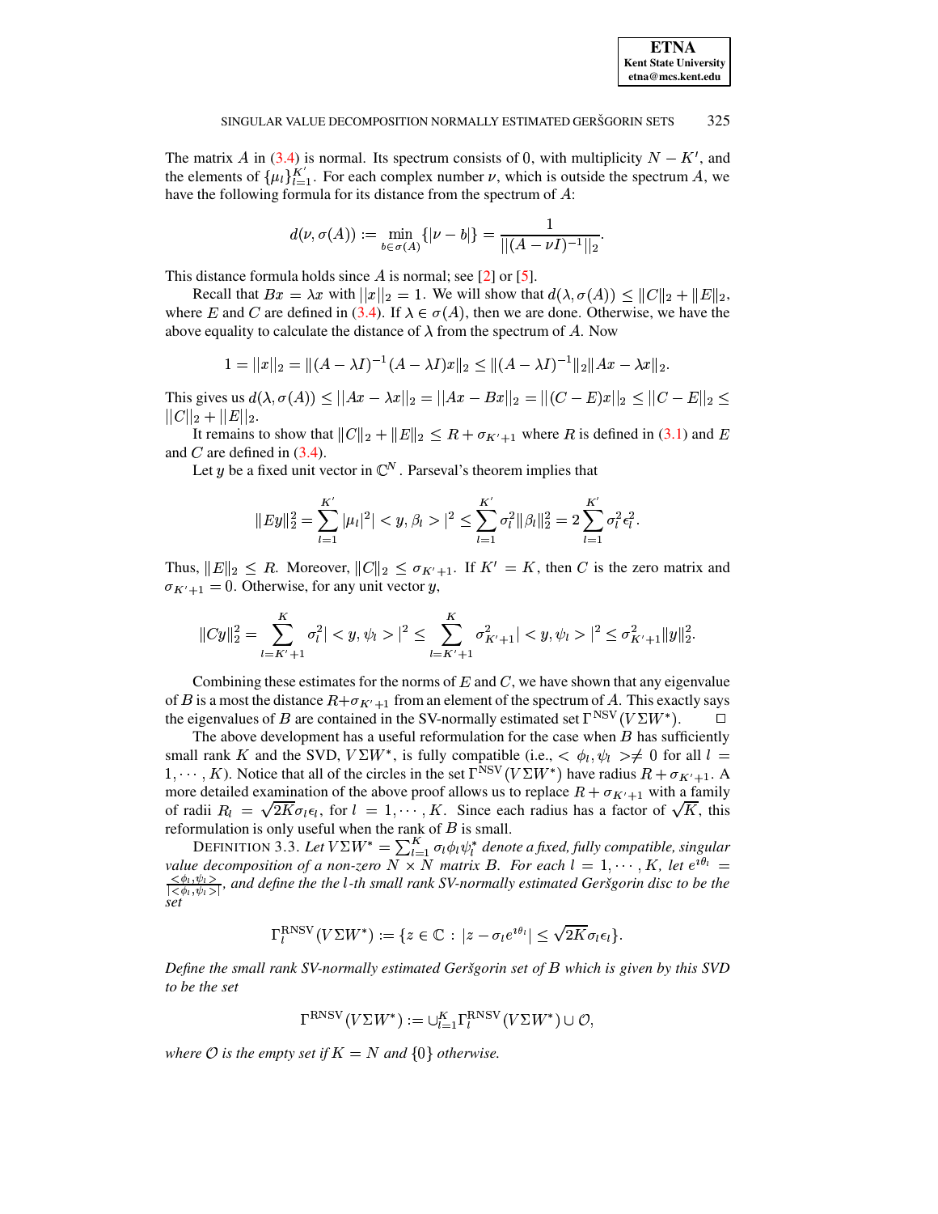The matrix $A$ in (3.4) is normal. Its spectrum consists of 0, with multiplicity $N - K'$, and the elements of $\{\mu_l\}_{l=1}^{K'}$. For each complex number $\nu$, which is outside the spectrum $A$, we have the following formula for its distance from the spectrum of $A$:

$$d(\nu, \sigma(A)) := \min_{b \in \sigma(A)} \{|\nu - b|\} = \frac{1}{||(A - \nu I)^{-1}||_2}.$$

This distance formula holds since $A$ is normal; see [2] or [5].

Recall that $Bx = \lambda x$ with $||x||_2 = 1$. We will show that $d(\lambda, \sigma(A)) \leq \|C\|_2 + \|E\|_2$, where $E$ and $C$ are defined in (3.4). If $\lambda \in \sigma(A)$, then we are done. Otherwise, we have the above equality to calculate the distance of $\lambda$ from the spectrum of $A$. Now

$$1 = ||x||_2 = \|(A - \lambda I)^{-1}(A - \lambda I)x\|_2 \leq \|(A - \lambda I)^{-1}\|_2 \|Ax - \lambda x\|_2.$$

This gives us $d(\lambda, \sigma(A)) \leq ||Ax - \lambda x||_2 = ||Ax - Bx||_2 = ||(C - E)x||_2 \leq ||C - E||_2 \leq ||C||_2 + ||E||_2$.

It remains to show that $\|C\|_2 + \|E\|_2 \leq R + \sigma_{K'+1}$ where $R$ is defined in (3.1) and $E$ and $C$ are defined in (3.4).

Let $y$ be a fixed unit vector in $\mathbb{C}^N$. Parseval's theorem implies that

$$\|Ey\|_2^2 = \sum_{l=1}^{K'} |\mu_l|^2 | < y, \beta_l > |^2 \leq \sum_{l=1}^{K'} \sigma_l^2 \|\beta_l\|_2^2 = 2\sum_{l=1}^{K'} \sigma_l^2 \epsilon_l^2.$$

Thus, $\|E\|_2 \leq R$. Moreover, $\|C\|_2 \leq \sigma_{K'+1}$. If $K' = K$, then $C$ is the zero matrix and $\sigma_{K'+1} = 0$. Otherwise, for any unit vector $y$,

$$\|Cy\|_2^2 = \sum_{l=K'+1}^{K} \sigma_l^2 | < y, \psi_l > |^2 \leq \sum_{l=K'+1}^{K} \sigma_{K'+1}^2 | < y, \psi_l > |^2 \leq \sigma_{K'+1}^2 \|y\|_2^2.$$

Combining these estimates for the norms of $E$ and $C$, we have shown that any eigenvalue of $B$ is a most the distance $R + \sigma_{K'+1}$ from an element of the spectrum of $A$. This exactly says the eigenvalues of $B$ are contained in the SV-normally estimated set $\Gamma^{\text{NSV}}(V\Sigma W^*)$. $\square$

The above development has a useful reformulation for the case when $B$ has sufficiently small rank $K$ and the SVD, $V\Sigma W^*$, is fully compatible (i.e., $< \phi_l, \psi_l > \neq 0$ for all $l = 1, \cdots, K$). Notice that all of the circles in the set $\Gamma^{\text{NSV}}(V\Sigma W^*)$ have radius $R + \sigma_{K'+1}$. A more detailed examination of the above proof allows us to replace $R + \sigma_{K'+1}$ with a family of radii $R_l = \sqrt{2K}\sigma_l \epsilon_l$, for $l = 1, \cdots, K$. Since each radius has a factor of $\sqrt{K}$, this reformulation is only useful when the rank of $B$ is small.

DEFINITION 3.3. *Let $V\Sigma W^* = \sum_{l=1}^{K} \sigma_l \phi_l \psi_l^*$ denote a fixed, fully compatible, singular value decomposition of a non-zero $N \times N$ matrix $B$. For each $l = 1, \cdots, K$, let $e^{\imath\theta_l} = \frac{<\phi_l, \psi_l>}{|<\phi_l, \psi_l>|}$, and define the the $l$-th small rank SV-normally estimated Geršgorin disc to be the set*

$$\Gamma_l^{\text{RNSV}}(V\Sigma W^*) := \{z \in \mathbb{C} : |z - \sigma_l e^{\imath\theta_l}| \leq \sqrt{2K}\sigma_l \epsilon_l\}.$$

*Define the small rank SV-normally estimated Geršgorin set of $B$ which is given by this SVD to be the set*

$$\Gamma^{\text{RNSV}}(V\Sigma W^*) := \cup_{l=1}^{K} \Gamma_l^{\text{RNSV}}(V\Sigma W^*) \cup \mathcal{O},$$

*where $\mathcal{O}$ is the empty set if $K = N$ and $\{0\}$ otherwise.*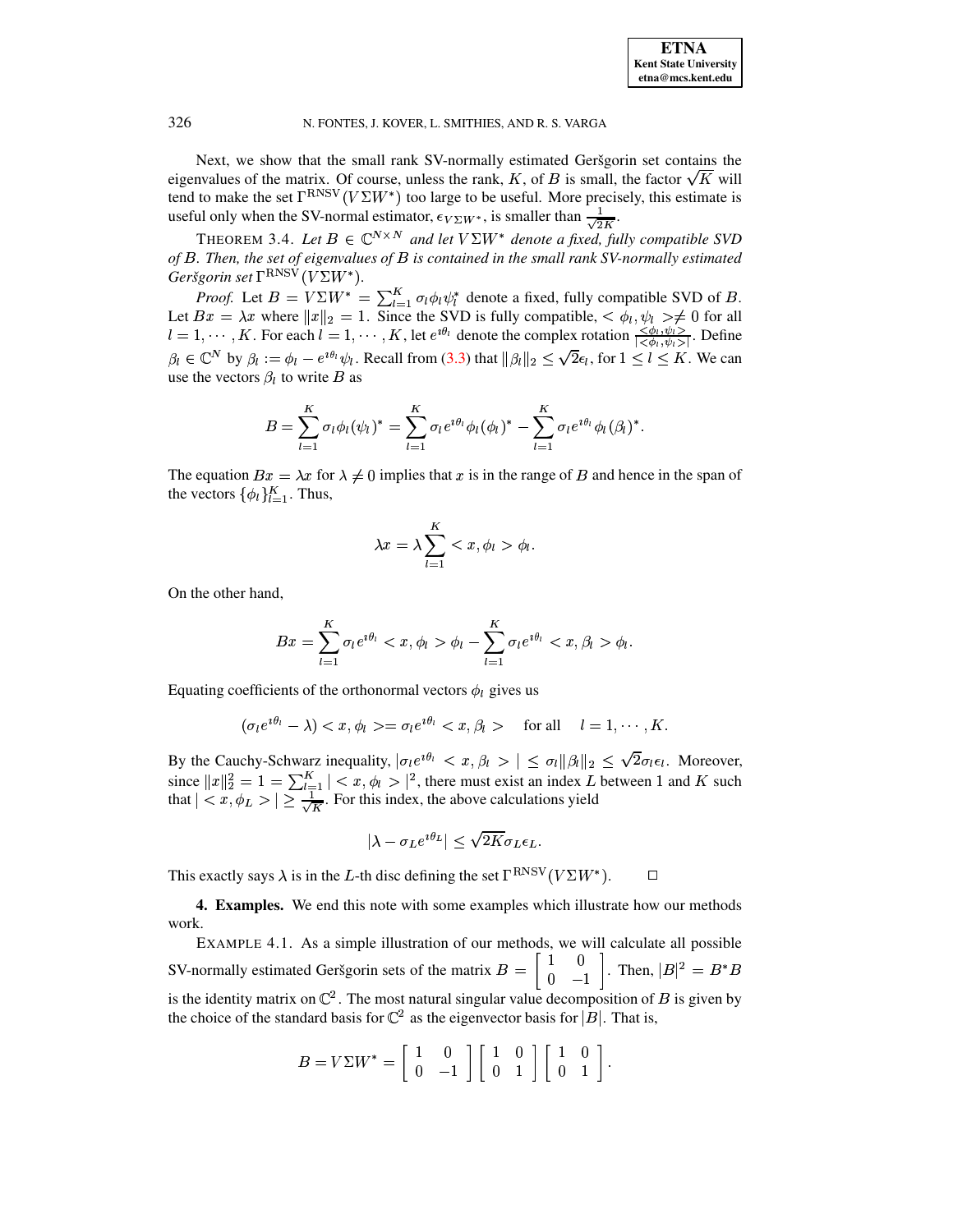Next, we show that the small rank SV-normally estimated Geršgorin set contains the eigenvalues of the matrix. Of course, unless the rank, $K$, of $B$ is small, the factor $\sqrt{K}$ will tend to make the set $\Gamma^{\mathrm{RNSV}}(V\Sigma W^*)$ too large to be useful. More precisely, this estimate is useful only when the SV-normal estimator, $\epsilon_{V\Sigma W^*}$, is smaller than $\frac{1}{\sqrt{2K}}$.

THEOREM 3.4. *Let $B \in \mathbb{C}^{N\times N}$ and let $V\Sigma W^*$ denote a fixed, fully compatible SVD of $B$. Then, the set of eigenvalues of $B$ is contained in the small rank SV-normally estimated Geršgorin set $\Gamma^{\mathrm{RNSV}}(V\Sigma W^*)$.*

*Proof.* Let $B = V\Sigma W^* = \sum_{l=1}^{K} \sigma_l \phi_l \psi_l^*$ denote a fixed, fully compatible SVD of $B$. Let $Bx = \lambda x$ where $\|x\|_2 = 1$. Since the SVD is fully compatible, $<\phi_l, \psi_l> \neq 0$ for all $l = 1, \cdots, K$. For each $l = 1, \cdots, K$, let $e^{\imath\theta_l}$ denote the complex rotation $\frac{<\phi_l,\psi_l>}{|<\phi_l,\psi_l>|}$. Define $\beta_l \in \mathbb{C}^N$ by $\beta_l := \phi_l - e^{\imath\theta_l}\psi_l$. Recall from (3.3) that $\|\beta_l\|_2 \leq \sqrt{2}\epsilon_l$, for $1 \leq l \leq K$. We can use the vectors $\beta_l$ to write $B$ as

$$B = \sum_{l=1}^{K} \sigma_l \phi_l (\psi_l)^* = \sum_{l=1}^{K} \sigma_l e^{\imath\theta_l} \phi_l (\phi_l)^* - \sum_{l=1}^{K} \sigma_l e^{\imath\theta_l} \phi_l (\beta_l)^*.$$

The equation $Bx = \lambda x$ for $\lambda \neq 0$ implies that $x$ is in the range of $B$ and hence in the span of the vectors $\{\phi_l\}_{l=1}^{K}$. Thus,

$$\lambda x = \lambda \sum_{l=1}^{K} <x, \phi_l> \phi_l.$$

On the other hand,

$$Bx = \sum_{l=1}^{K} \sigma_l e^{\imath\theta_l} <x, \phi_l> \phi_l - \sum_{l=1}^{K} \sigma_l e^{\imath\theta_l} <x, \beta_l> \phi_l.$$

Equating coefficients of the orthonormal vectors $\phi_l$ gives us

$$(\sigma_l e^{\imath\theta_l} - \lambda) <x, \phi_l> = \sigma_l e^{\imath\theta_l} <x, \beta_l> \quad \text{for all} \quad l = 1, \cdots, K.$$

By the Cauchy-Schwarz inequality, $|\sigma_l e^{\imath\theta_l} <x, \beta_l>| \leq \sigma_l \|\beta_l\|_2 \leq \sqrt{2}\sigma_l\epsilon_l$. Moreover, since $\|x\|_2^2 = 1 = \sum_{l=1}^{K} |<x, \phi_l>|^2$, there must exist an index $L$ between 1 and $K$ such that $|<x, \phi_L>| \geq \frac{1}{\sqrt{K}}$. For this index, the above calculations yield

$$|\lambda - \sigma_L e^{\imath\theta_L}| \leq \sqrt{2K}\sigma_L\epsilon_L.$$

This exactly says $\lambda$ is in the $L$-th disc defining the set $\Gamma^{\mathrm{RNSV}}(V\Sigma W^*)$. $\square$

**4. Examples.** We end this note with some examples which illustrate how our methods work.

EXAMPLE 4.1. As a simple illustration of our methods, we will calculate all possible SV-normally estimated Geršgorin sets of the matrix $B = \begin{bmatrix} 1 & 0 \\ 0 & -1 \end{bmatrix}$. Then, $|B|^2 = B^*B$ is the identity matrix on $\mathbb{C}^2$. The most natural singular value decomposition of $B$ is given by the choice of the standard basis for $\mathbb{C}^2$ as the eigenvector basis for $|B|$. That is,

$$B = V\Sigma W^* = \begin{bmatrix} 1 & 0 \\ 0 & -1 \end{bmatrix} \begin{bmatrix} 1 & 0 \\ 0 & 1 \end{bmatrix} \begin{bmatrix} 1 & 0 \\ 0 & 1 \end{bmatrix}.$$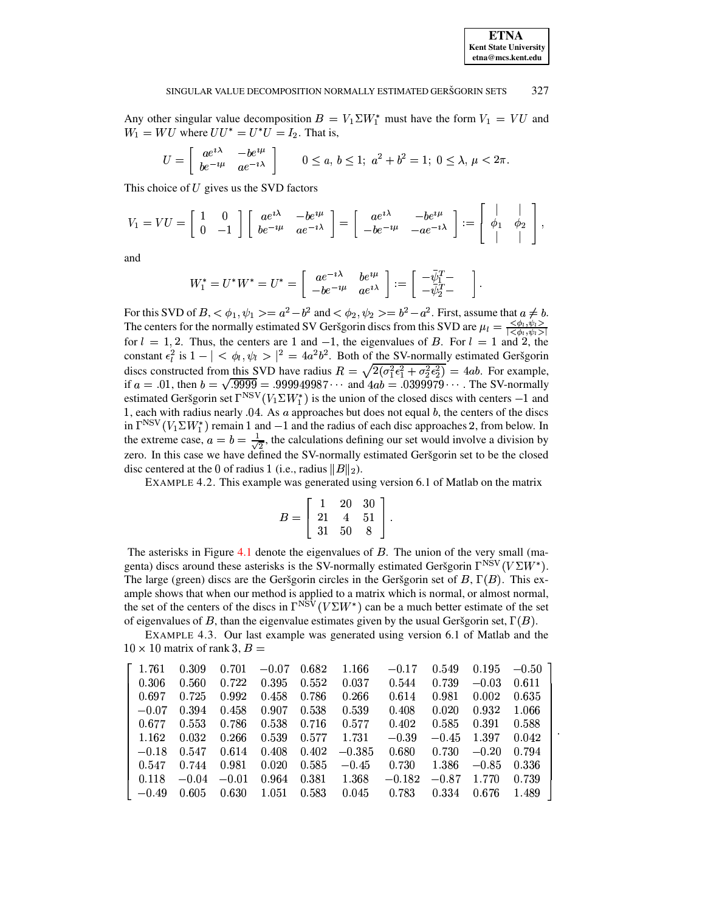Any other singular value decomposition $B = V_1 \Sigma W_1^*$ must have the form $V_1 = VU$ and $W_1 = WU$ where $UU^* = U^*U = I_2$. That is,

$$U = \begin{bmatrix} ae^{\imath\lambda} & -be^{\imath\mu} \\ be^{-\imath\mu} & ae^{-\imath\lambda} \end{bmatrix} \qquad 0 \le a,\ b \le 1;\ a^2 + b^2 = 1;\ 0 \le \lambda,\ \mu < 2\pi.$$

This choice of $U$ gives us the SVD factors

$$V_1 = VU = \begin{bmatrix} 1 & 0 \\ 0 & -1 \end{bmatrix} \begin{bmatrix} ae^{\imath\lambda} & -be^{\imath\mu} \\ be^{-\imath\mu} & ae^{-\imath\lambda} \end{bmatrix} = \begin{bmatrix} ae^{\imath\lambda} & -be^{\imath\mu} \\ -be^{-\imath\mu} & -ae^{-\imath\lambda} \end{bmatrix} := \begin{bmatrix} | & | \\ \phi_1 & \phi_2 \\ | & | \end{bmatrix},$$

and

$$W_1^* = U^* W^* = U^* = \begin{bmatrix} ae^{-\imath\lambda} & be^{\imath\mu} \\ -be^{-\imath\mu} & ae^{\imath\lambda} \end{bmatrix} := \begin{bmatrix} -\bar{\psi}_1^T- \\ -\bar{\psi}_2^T- \end{bmatrix}.$$

For this SVD of $B$, $<\phi_1, \psi_1> = a^2 - b^2$ and $<\phi_2, \psi_2> = b^2 - a^2$. First, assume that $a \neq b$. The centers for the normally estimated SV Geršgorin discs from this SVD are $\mu_l = \frac{<\phi_l, \psi_l>}{|<\phi_l, \psi_l>|}$ for $l = 1, 2$. Thus, the centers are 1 and $-1$, the eigenvalues of $B$. For $l = 1$ and 2, the constant $\epsilon_l^2$ is $1 - |<\phi_l, \psi_l>|^2 = 4a^2b^2$. Both of the SV-normally estimated Geršgorin discs constructed from this SVD have radius $R = \sqrt{2(\sigma_1^2\epsilon_1^2 + \sigma_2^2\epsilon_2^2)} = 4ab$. For example, if $a = .01$, then $b = \sqrt{.9999} = .999949987\cdots$ and $4ab = .0399979\cdots$. The SV-normally estimated Geršgorin set $\Gamma^{\text{NSV}}(V_1 \Sigma W_1^*)$ is the union of the closed discs with centers $-1$ and 1, each with radius nearly .04. As $a$ approaches but does not equal $b$, the centers of the discs in $\Gamma^{\text{NSV}}(V_1 \Sigma W_1^*)$ remain 1 and $-1$ and the radius of each disc approaches 2, from below. In the extreme case, $a = b = \frac{1}{\sqrt{2}}$, the calculations defining our set would involve a division by zero. In this case we have defined the SV-normally estimated Geršgorin set to be the closed disc centered at the 0 of radius 1 (i.e., radius $\|B\|_2$).

EXAMPLE 4.2. This example was generated using version 6.1 of Matlab on the matrix

$$B = \begin{bmatrix} 1 & 20 & 30 \\ 21 & 4 & 51 \\ 31 & 50 & 8 \end{bmatrix}.$$

The asterisks in Figure 4.1 denote the eigenvalues of $B$. The union of the very small (magenta) discs around these asterisks is the SV-normally estimated Geršgorin $\Gamma^{\text{NSV}}(V\Sigma W^*)$. The large (green) discs are the Geršgorin circles in the Geršgorin set of $B$, $\Gamma(B)$. This example shows that when our method is applied to a matrix which is normal, or almost normal, the set of the centers of the discs in $\Gamma^{\text{NSV}}(V\Sigma W^*)$ can be a much better estimate of the set of eigenvalues of $B$, than the eigenvalue estimates given by the usual Geršgorin set, $\Gamma(B)$.

EXAMPLE 4.3. Our last example was generated using version 6.1 of Matlab and the $10 \times 10$ matrix of rank 3, $B =$

$$\begin{bmatrix}
1.761 & 0.309 & 0.701 & -0.07 & 0.682 & 1.166 & -0.17 & 0.549 & 0.195 & -0.50 \\
0.306 & 0.560 & 0.722 & 0.395 & 0.552 & 0.037 & 0.544 & 0.739 & -0.03 & 0.611 \\
0.697 & 0.725 & 0.992 & 0.458 & 0.786 & 0.266 & 0.614 & 0.981 & 0.002 & 0.635 \\
-0.07 & 0.394 & 0.458 & 0.907 & 0.538 & 0.539 & 0.408 & 0.020 & 0.932 & 1.066 \\
0.677 & 0.553 & 0.786 & 0.538 & 0.716 & 0.577 & 0.402 & 0.585 & 0.391 & 0.588 \\
1.162 & 0.032 & 0.266 & 0.539 & 0.577 & 1.731 & -0.39 & -0.45 & 1.397 & 0.042 \\
-0.18 & 0.547 & 0.614 & 0.408 & 0.402 & -0.385 & 0.680 & 0.730 & -0.20 & 0.794 \\
0.547 & 0.744 & 0.981 & 0.020 & 0.585 & -0.45 & 0.730 & 1.386 & -0.85 & 0.336 \\
0.118 & -0.04 & -0.01 & 0.964 & 0.381 & 1.368 & -0.182 & -0.87 & 1.770 & 0.739 \\
-0.49 & 0.605 & 0.630 & 1.051 & 0.583 & 0.045 & 0.783 & 0.334 & 0.676 & 1.489
\end{bmatrix}.$$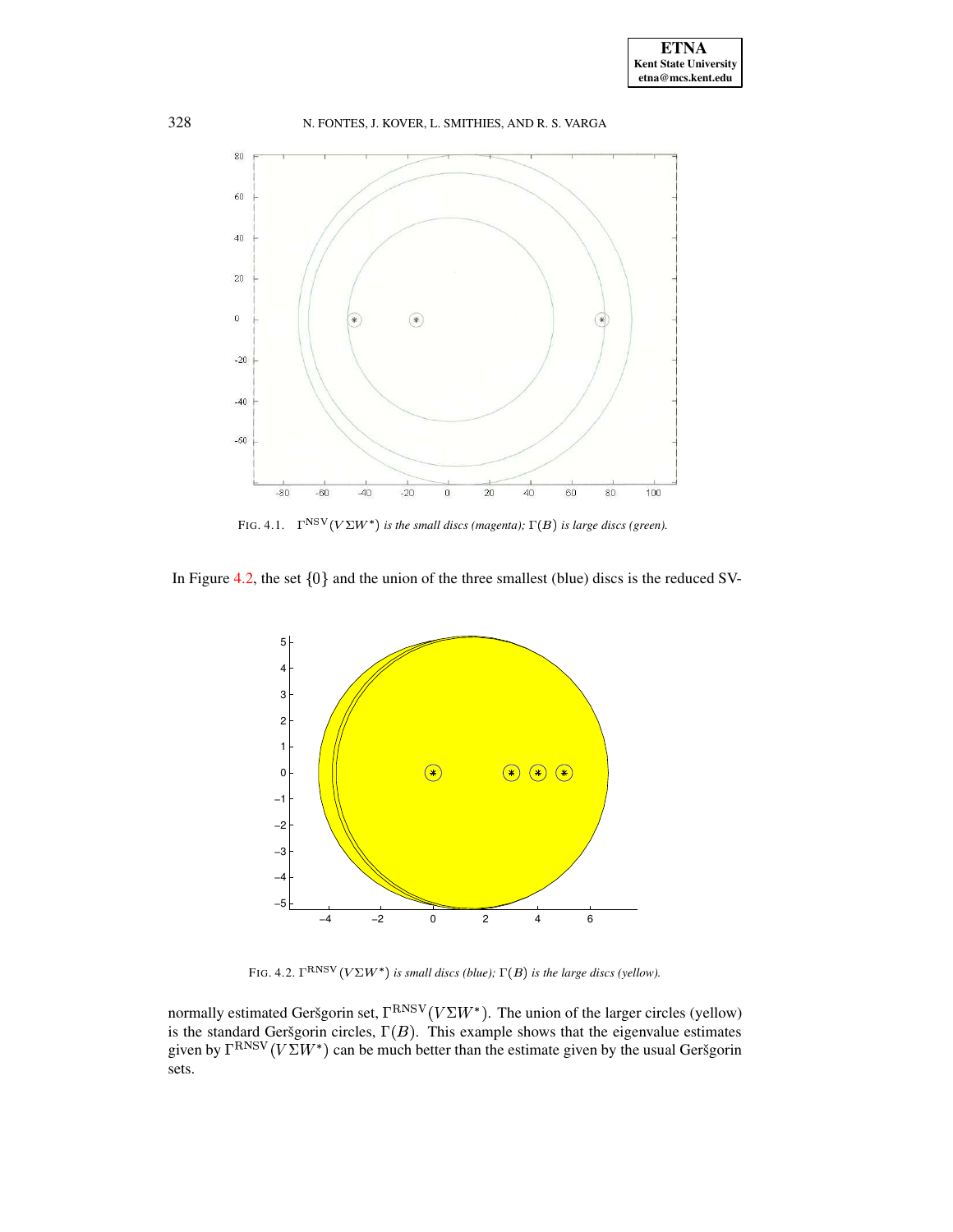FIG. 4.1. $\Gamma^{\mathrm{NSV}}(V\Sigma W^*)$ *is the small discs (magenta);* $\Gamma(B)$ *is large discs (green).*

In Figure 4.2, the set $\{0\}$ and the union of the three smallest (blue) discs is the reduced SV-normally estimated Geršgorin set, $\Gamma^{\mathrm{RNSV}}(V\Sigma W^*)$. The union of the larger circles (yellow) is the standard Geršgorin circles, $\Gamma(B)$. This example shows that the eigenvalue estimates given by $\Gamma^{\mathrm{RNSV}}(V\Sigma W^*)$ can be much better than the estimate given by the usual Geršgorin sets.

FIG. 4.2. $\Gamma^{\mathrm{RNSV}}(V\Sigma W^*)$ *is small discs (blue);* $\Gamma(B)$ *is the large discs (yellow).*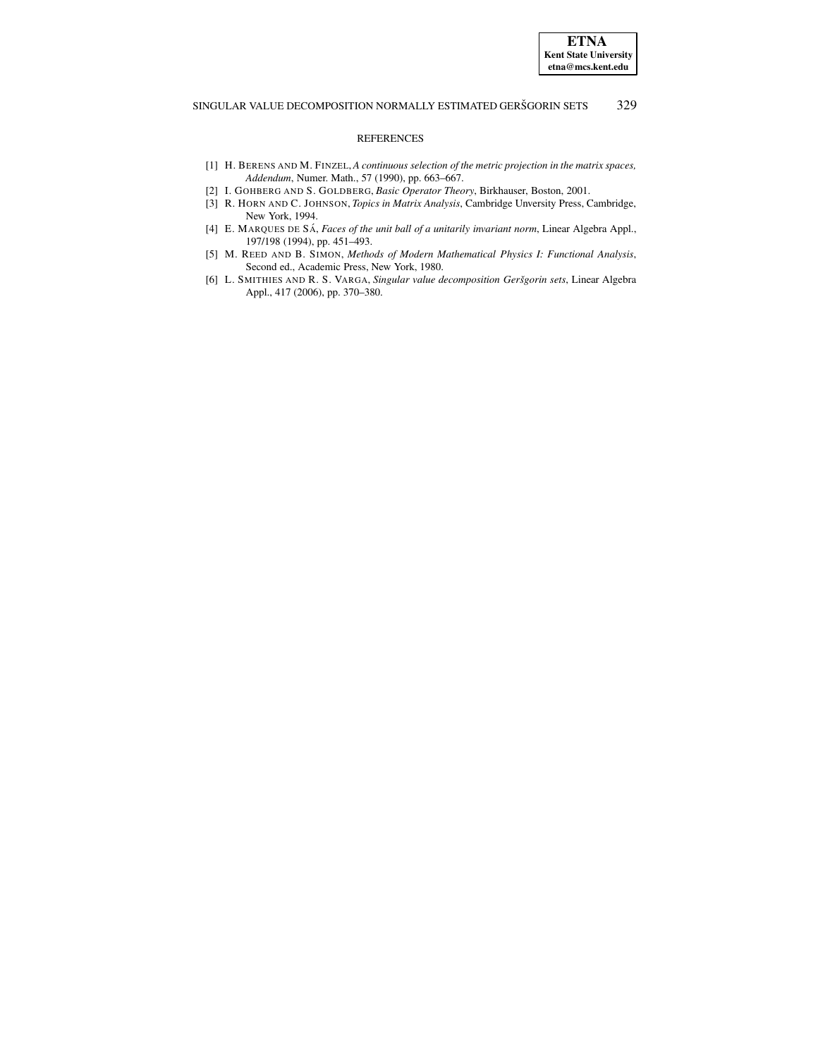## REFERENCES

[1] H. BERENS AND M. FINZEL, *A continuous selection of the metric projection in the matrix spaces, Addendum*, Numer. Math., 57 (1990), pp. 663–667.

[2] I. GOHBERG AND S. GOLDBERG, *Basic Operator Theory*, Birkhauser, Boston, 2001.

[3] R. HORN AND C. JOHNSON, *Topics in Matrix Analysis*, Cambridge Unversity Press, Cambridge, New York, 1994.

[4] E. MARQUES DE SÁ, *Faces of the unit ball of a unitarily invariant norm*, Linear Algebra Appl., 197/198 (1994), pp. 451–493.

[5] M. REED AND B. SIMON, *Methods of Modern Mathematical Physics I: Functional Analysis*, Second ed., Academic Press, New York, 1980.

[6] L. SMITHIES AND R. S. VARGA, *Singular value decomposition Geršgorin sets*, Linear Algebra Appl., 417 (2006), pp. 370–380.